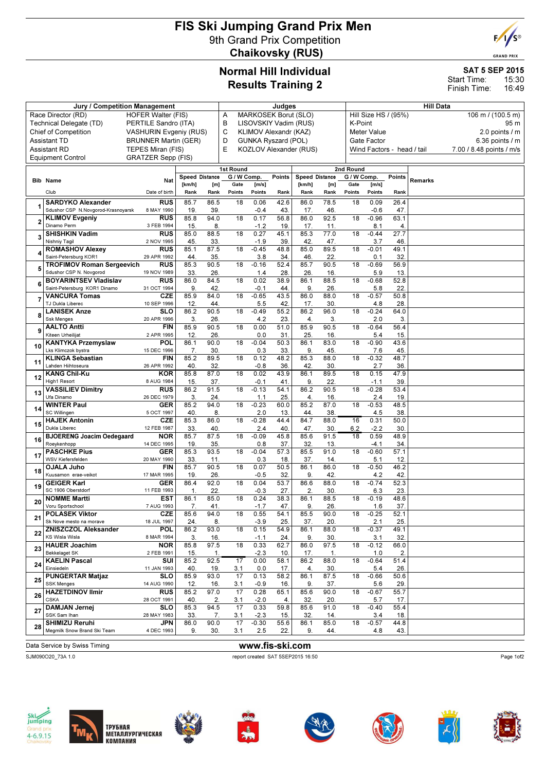# FIS Ski Jumping Grand Prix Men

9th Grand Prix Competition

**Chaikovsky (RUS)**

## Normal Hill Individual
## Results Training 2

**SAT 5 SEP 2015**
Start Time: 15:30
Finish Time: 16:49

| Jury / Competition Management | | Judges | | Hill Data | |
|---|---|---|---|---|---|
| Race Director (RD) | HOFER Walter (FIS) | A | MARKOSEK Borut (SLO) | Hill Size HS / (95%) | 106 m / (100.5 m) |
| Technical Delegate (TD) | PERTILE Sandro (ITA) | B | LISOVSKIY Vadim (RUS) | K-Point | 95 m |
| Chief of Competition | VASHURIN Evgeniy (RUS) | C | KLIMOV Alexandr (KAZ) | Meter Value | 2.0 points / m |
| Assistant TD | BRUNNER Martin (GER) | D | GUNKA Ryszard (POL) | Gate Factor | 6.36 points / m |
| Assistant RD | TEPES Miran (FIS) | E | KOZLOV Alexander (RUS) | Wind Factors - head / tail | 7.00 / 8.48 points / m/s |
| Equipment Control | GRATZER Sepp (FIS) | | | | |

| Bib | Name / Club | Nat / Date of birth | 1st Round Speed [km/h] / Rank | Distance [m] / Rank | Gate / Gate Points | Wind [m/s] / Points | Points / Rank | 2nd Round Speed [km/h] / Rank | Distance [m] / Rank | Gate / Gate Points | Wind [m/s] / Points | Points / Rank | Remarks |
|---|---|---|---|---|---|---|---|---|---|---|---|---|---|
| 1 | **SARDYKO Alexander** Sdushor CSP N.Novgorod-Krasnoyarsk | RUS 8 MAY 1990 | 85.7 / 19. | 86.5 / 39. | 18 | 0.06 / -0.4 | 42.6 / 43. | 86.0 / 17. | 78.5 / 46. | 18 | 0.09 / -0.6 | 26.4 / 47. | |
| 2 | **KLIMOV Evgeniy** Dinamo Perm | RUS 3 FEB 1994 | 85.8 / 15. | 94.0 / 8. | 18 | 0.17 / -1.2 | 56.8 / 19. | 86.0 / 17. | 92.5 / 11. | 18 | -0.96 / 8.1 | 63.1 / 4. | |
| 3 | **SHISHKIN Vadim** Nishniy Tagil | RUS 2 NOV 1995 | 85.0 / 45. | 88.5 / 33. | 18 | 0.27 / -1.9 | 45.1 / 39. | 85.3 / 42. | 77.0 / 47. | 18 | -0.44 / 3.7 | 27.7 / 46. | |
| 4 | **ROMASHOV Alexey** Saint-Petersburg KOR1 | RUS 29 APR 1992 | 85.1 / 44. | 87.5 / 35. | 18 | -0.45 / 3.8 | 48.8 / 34. | 85.0 / 46. | 89.5 / 22. | 18 | -0.01 / 0.1 | 49.1 / 32. | |
| 5 | **TROFIMOV Roman Sergeevich** Sdushor CSP N. Novgorod | RUS 19 NOV 1989 | 85.3 / 33. | 90.5 / 26. | 18 | -0.16 / 1.4 | 52.4 / 28. | 85.7 / 26. | 90.5 / 16. | 18 | -0.69 / 5.9 | 56.9 / 13. | |
| 6 | **BOYARINTSEV Vladislav** Saint-Petersburg KOR1 Dinamo | RUS 31 OCT 1994 | 86.0 / 9. | 84.5 / 42. | 18 | 0.02 / -0.1 | 38.9 / 44. | 86.1 / 9. | 88.5 / 26. | 18 | -0.68 / 5.8 | 52.8 / 22. | |
| 7 | **VANCURA Tomas** TJ Dukla Liberec | CZE 10 SEP 1996 | 85.9 / 12. | 84.0 / 44. | 18 | -0.65 / 5.5 | 43.5 / 42. | 86.0 / 17. | 88.0 / 30. | 18 | -0.57 / 4.8 | 50.8 / 28. | |
| 8 | **LANISEK Anze** Ssk Menges | SLO 20 APR 1996 | 86.2 / 3. | 90.5 / 26. | 18 | -0.49 / 4.2 | 55.2 / 23. | 86.2 / 4. | 96.0 / 3. | 18 | -0.24 / 2.0 | 64.0 / 3. | |
| 9 | **AALTO Antti** Kiteen Urheilijat | FIN 2 APR 1995 | 85.9 / 12. | 90.5 / 26. | 18 | 0.00 / 0.0 | 51.0 / 31. | 85.9 / 25. | 90.5 / 16. | 18 | -0.64 / 5.4 | 56.4 / 15. | |
| 10 | **KANTYKA Przemyslaw** Lks Klimczok bystra | POL 15 DEC 1996 | 86.1 / 7. | 90.0 / 30. | 18 | -0.04 / 0.3 | 50.3 / 33. | 86.1 / 9. | 83.0 / 45. | 18 | -0.90 / 7.6 | 43.6 / 45. | |
| 11 | **KLINGA Sebastian** Lahden Hiihtoseura | FIN 26 APR 1992 | 85.2 / 40. | 89.5 / 32. | 18 | 0.12 / -0.8 | 48.2 / 36. | 85.3 / 42. | 88.0 / 30. | 18 | -0.32 / 2.7 | 48.7 / 36. | |
| 12 | **KANG Chil-Ku** High1 Resort | KOR 8 AUG 1984 | 85.8 / 15. | 87.0 / 37. | 18 | 0.02 / -0.1 | 43.9 / 41. | 86.1 / 9. | 89.5 / 22. | 18 | 0.15 / -1.1 | 47.9 / 39. | |
| 13 | **VASSILIEV Dimitry** Ufa Dinamo | RUS 26 DEC 1979 | 86.2 / 3. | 91.5 / 24. | 18 | -0.13 / 1.1 | 54.1 / 25. | 86.2 / 4. | 90.5 / 16. | 18 | -0.28 / 2.4 | 53.4 / 19. | |
| 14 | **WINTER Paul** SC Willingen | GER 5 OCT 1997 | 85.2 / 40. | 94.0 / 8. | 18 | -0.23 / 2.0 | 60.0 / 13. | 85.2 / 44. | 87.0 / 38. | 18 | -0.53 / 4.5 | 48.5 / 38. | |
| 15 | **HAJEK Antonin** Dukla Liberec | CZE 12 FEB 1987 | 85.3 / 33. | 86.0 / 40. | 18 | -0.28 / 2.4 | 44.4 / 40. | 84.7 / 47. | 88.0 / 30. | 16 / 6.2 | 0.31 / -2.2 | 50.0 / 30. | |
| 16 | **BJOERENG Joacim Oedegaard** Roeykenhopp | NOR 14 DEC 1995 | 85.7 / 19. | 87.5 / 35. | 18 | -0.09 / 0.8 | 45.8 / 37. | 85.6 / 32. | 91.5 / 13. | 18 | 0.59 / -4.1 | 48.9 / 34. | |
| 17 | **PASCHKE Pius** WSV Kiefersfelden | GER 20 MAY 1990 | 85.3 / 33. | 93.5 / 11. | 18 | -0.04 / 0.3 | 57.3 / 18. | 85.5 / 37. | 91.0 / 14. | 18 | -0.60 / 5.1 | 57.1 / 12. | |
| 18 | **OJALA Juho** Kuusamon erae-veikot | FIN 17 MAR 1995 | 85.7 / 19. | 90.5 / 26. | 18 | 0.07 / -0.5 | 50.5 / 32. | 86.1 / 9. | 86.0 / 42. | 18 | -0.50 / 4.2 | 46.2 / 42. | |
| 19 | **GEIGER Karl** SC 1906 Oberstdorf | GER 11 FEB 1993 | 86.4 / 1. | 92.0 / 22. | 18 | 0.04 / -0.3 | 53.7 / 27. | 86.6 / 2. | 88.0 / 30. | 18 | -0.74 / 6.3 | 52.3 / 23. | |
| 20 | **NOMME Martti** Voru Sportschool | EST 7 AUG 1993 | 86.1 / 7. | 85.0 / 41. | 18 | 0.24 / -1.7 | 38.3 / 47. | 86.1 / 9. | 88.5 / 26. | 18 | -0.19 / 1.6 | 48.6 / 37. | |
| 21 | **POLASEK Viktor** Sk Nove mesto na morave | CZE 18 JUL 1997 | 85.6 / 24. | 94.0 / 8. | 18 | 0.55 / -3.9 | 54.1 / 25. | 85.5 / 37. | 90.0 / 20. | 18 | -0.25 / 2.1 | 52.1 / 25. | |
| 22 | **ZNISZCZOL Aleksander** KS Wisla Wisla | POL 8 MAR 1994 | 86.2 / 3. | 93.0 / 16. | 18 | 0.15 / -1.1 | 54.9 / 24. | 86.1 / 9. | 88.0 / 30. | 18 | -0.37 / 3.1 | 49.1 / 32. | |
| 23 | **HAUER Joachim** Bekkelaget SK | NOR 2 FEB 1991 | 85.8 / 15. | 97.5 / 1. | 18 | 0.33 / -2.3 | 62.7 / 10. | 86.0 / 17. | 97.5 / 1. | 18 | -0.12 / 1.0 | 66.0 / 2. | |
| 24 | **KAELIN Pascal** Einsiedeln | SUI 11 JAN 1993 | 85.2 / 40. | 92.5 / 19. | 17 / 3.1 | 0.00 / 0.0 | 58.1 / 17. | 86.2 / 4. | 88.0 / 30. | 18 | -0.64 / 5.4 | 51.4 / 26. | |
| 25 | **PUNGERTAR Matjaz** SSK Menges | SLO 14 AUG 1990 | 85.9 / 12. | 93.0 / 16. | 17 / 3.1 | 0.13 / -0.9 | 58.2 / 16. | 86.1 / 9. | 87.5 / 37. | 18 | -0.66 / 5.6 | 50.6 / 29. | |
| 26 | **HAZETDINOV Ilmir** CSKA | RUS 28 OCT 1991 | 85.2 / 40. | 97.0 / 2. | 17 / 3.1 | 0.28 / -2.0 | 65.1 / 4. | 85.6 / 32. | 90.0 / 20. | 18 | -0.67 / 5.7 | 55.7 / 17. | |
| 27 | **DAMJAN Jernej** SSK Sam Ihan | SLO 28 MAY 1983 | 85.3 / 33. | 94.5 / 7. | 17 / 3.1 | 0.33 / -2.3 | 59.8 / 15. | 85.6 / 32. | 91.0 / 14. | 18 | -0.40 / 3.4 | 55.4 / 18. | |
| 28 | **SHIMIZU Reruhi** Megmilk Snow Brand Ski Team | JPN 4 DEC 1993 | 86.0 / 9. | 90.0 / 30. | 17 / 3.1 | -0.30 / 2.5 | 55.6 / 22. | 86.1 / 9. | 85.0 / 44. | 18 | -0.57 / 4.8 | 44.8 / 43. | |

Data Service by Swiss Timing

www.fis-ski.com

SJM090O20_73A 1.0 report created SAT 5SEP2015 16:50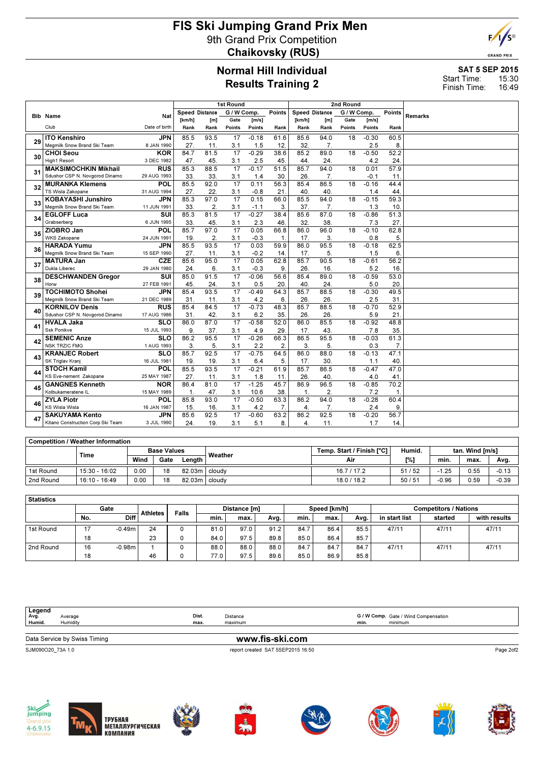# FIS Ski Jumping Grand Prix Men

9th Grand Prix Competition

**Chaikovsky (RUS)**

## Normal Hill Individual
## Results Training 2

**SAT 5 SEP 2015**
Start Time: 15:30
Finish Time: 16:49

| Bib | Name / Club | Nat / Date of birth | 1st Round Speed [km/h] / Rank | Distance [m] / Rank | G / W Comp. Gate / Points | [m/s] / Points | Points / Rank | 2nd Round Speed [km/h] / Rank | Distance [m] / Rank | G / W Comp. Gate / Points | [m/s] / Points | Points / Rank | Remarks |
|---|---|---|---|---|---|---|---|---|---|---|---|---|---|
| 29 | ITO Kenshiro / Megmilk Snow Brand Ski Team | JPN / 8 JAN 1990 | 85.5 / 27. | 93.5 / 11. | 17 / 3.1 | -0.18 / 1.5 | 61.6 / 12. | 85.6 / 32. | 94.0 / 7. | 18 | -0.30 / 2.5 | 60.5 / 8. | |
| 30 | CHOI Seou / High1 Resort | KOR / 3 DEC 1982 | 84.7 / 47. | 81.5 / 45. | 17 / 3.1 | -0.29 / 2.5 | 38.6 / 45. | 85.2 / 44. | 89.0 / 24. | 18 | -0.50 / 4.2 | 52.2 / 24. | |
| 31 | MAKSIMOCHKIN Mikhail / Sdushor CSP N. Novgorod Dinamo | RUS / 29 AUG 1993 | 85.3 / 33. | 88.5 / 33. | 17 / 3.1 | -0.17 / 1.4 | 51.5 / 30. | 85.7 / 26. | 94.0 / 7. | 18 | 0.01 / -0.1 | 57.9 / 11. | |
| 32 | MURANKA Klemens / TS Wisla Zakopane | POL / 31 AUG 1994 | 85.5 / 27. | 92.0 / 22. | 17 / 3.1 | 0.11 / -0.8 | 56.3 / 21. | 85.4 / 40. | 86.5 / 40. | 18 | -0.16 / 1.4 | 44.4 / 44. | |
| 33 | KOBAYASHI Junshiro / Megmilk Snow Brand Ski Team | JPN / 11 JUN 1991 | 85.3 / 33. | 97.0 / 2. | 17 / 3.1 | 0.15 / -1.1 | 66.0 / 3. | 85.5 / 37. | 94.0 / 7. | 18 | -0.15 / 1.3 | 59.3 / 10. | |
| 34 | EGLOFF Luca / Grabserberg | SUI / 6 JUN 1995 | 85.3 / 33. | 81.5 / 45. | 17 / 3.1 | -0.27 / 2.3 | 38.4 / 46. | 85.6 / 32. | 87.0 / 38. | 18 | -0.86 / 7.3 | 51.3 / 27. | |
| 35 | ZIOBRO Jan / WKS Zakopane | POL / 24 JUN 1991 | 85.7 / 19. | 97.0 / 2. | 17 / 3.1 | 0.05 / -0.3 | 66.8 / 1. | 86.0 / 17. | 96.0 / 3. | 18 | -0.10 / 0.8 | 62.8 / 5. | |
| 36 | HARADA Yumu / Megmilk Snow Brand Ski Team | JPN / 15 SEP 1990 | 85.5 / 27. | 93.5 / 11. | 17 / 3.1 | 0.03 / -0.2 | 59.9 / 14. | 86.0 / 17. | 95.5 / 5. | 18 | -0.18 / 1.5 | 62.5 / 6. | |
| 37 | MATURA Jan / Dukla Liberec | CZE / 29 JAN 1980 | 85.6 / 24. | 95.0 / 6. | 17 / 3.1 | 0.05 / -0.3 | 62.8 / 9. | 85.7 / 26. | 90.5 / 16. | 18 | -0.61 / 5.2 | 56.2 / 16. | |
| 38 | DESCHWANDEN Gregor / Horw | SUI / 27 FEB 1991 | 85.0 / 45. | 91.5 / 24. | 17 / 3.1 | -0.06 / 0.5 | 56.6 / 20. | 85.4 / 40. | 89.0 / 24. | 18 | -0.59 / 5.0 | 53.0 / 20. | |
| 39 | TOCHIMOTO Shohei / Megmilk Snow Brand Ski Team | JPN / 21 DEC 1989 | 85.4 / 31. | 93.5 / 11. | 17 / 3.1 | -0.49 / 4.2 | 64.3 / 6. | 85.7 / 26. | 88.5 / 26. | 18 | -0.30 / 2.5 | 49.5 / 31. | |
| 40 | KORNILOV Denis / Sdushor CSP N. Novgorod Dinamo | RUS / 17 AUG 1986 | 85.4 / 31. | 84.5 / 42. | 17 / 3.1 | -0.73 / 6.2 | 48.3 / 35. | 85.7 / 26. | 88.5 / 26. | 18 | -0.70 / 5.9 | 52.9 / 21. | |
| 41 | HVALA Jaka / Ssk Ponikve | SLO / 15 JUL 1993 | 86.0 / 9. | 87.0 / 37. | 17 / 3.1 | -0.58 / 4.9 | 52.0 / 29. | 86.0 / 17. | 85.5 / 43. | 18 | -0.92 / 7.8 | 48.8 / 35. | |
| 42 | SEMENIC Anze / NSK TRZIC FMG | SLO / 1 AUG 1993 | 86.2 / 3. | 95.5 / 5. | 17 / 3.1 | -0.26 / 2.2 | 66.3 / 2. | 86.5 / 3. | 95.5 / 5. | 18 | -0.03 / 0.3 | 61.3 / 7. | |
| 43 | KRANJEC Robert / SK Triglav Kranj | SLO / 16 JUL 1981 | 85.7 / 19. | 92.5 / 19. | 17 / 3.1 | -0.75 / 6.4 | 64.5 / 5. | 86.0 / 17. | 88.0 / 30. | 18 | -0.13 / 1.1 | 47.1 / 40. | |
| 44 | STOCH Kamil / KS Eve-nement Zakopane | POL / 25 MAY 1987 | 85.5 / 27. | 93.5 / 11. | 17 / 3.1 | -0.21 / 1.8 | 61.9 / 11. | 85.7 / 26. | 86.5 / 40. | 18 | -0.47 / 4.0 | 47.0 / 41. | |
| 45 | GANGNES Kenneth / Kolbukameratene IL | NOR / 15 MAY 1989 | 86.4 / 1. | 81.0 / 47. | 17 / 3.1 | -1.25 / 10.6 | 45.7 / 38. | 86.9 / 1. | 96.5 / 2. | 18 | -0.85 / 7.2 | 70.2 / 1. | |
| 46 | ZYLA Piotr / KS Wisla Wisla | POL / 16 JAN 1987 | 85.8 / 15. | 93.0 / 16. | 17 / 3.1 | -0.50 / 4.2 | 63.3 / 7. | 86.2 / 4. | 94.0 / 7. | 18 | -0.28 / 2.4 | 60.4 / 9. | |
| 47 | SAKUYAMA Kento / Kitano Construction Corp.Ski Team | JPN / 3 JUL 1990 | 85.6 / 24. | 92.5 / 19. | 17 / 3.1 | -0.60 / 5.1 | 63.2 / 8. | 86.2 / 4. | 92.5 / 11. | 18 | -0.20 / 1.7 | 56.7 / 14. | |

**Competition / Weather Information**

| | Time | Base Values Wind | Gate | Length | Weather | Temp. Start / Finish [°C] Air | Humid. [%] | tan. Wind [m/s] min. | max. | Avg. |
|---|---|---|---|---|---|---|---|---|---|---|
| 1st Round | 15:30 - 16:02 | 0.00 | 18 | 82.03m | cloudy | 16.7 / 17.2 | 51 / 52 | -1.25 | 0.55 | -0.13 |
| 2nd Round | 16:10 - 16:49 | 0.00 | 18 | 82.03m | cloudy | 18.0 / 18.2 | 50 / 51 | -0.96 | 0.59 | -0.39 |

**Statistics**

| | Gate No. | Diff | Athletes | Falls | Distance [m] min. | max. | Avg. | Speed [km/h] min. | max. | Avg. | Competitors / Nations in start list | started | with results |
|---|---|---|---|---|---|---|---|---|---|---|---|---|---|
| 1st Round | 17 | -0.49m | 24 | 0 | 81.0 | 97.0 | 91.2 | 84.7 | 86.4 | 85.5 | 47/11 | 47/11 | 47/11 |
| | 18 | | 23 | 0 | 84.0 | 97.5 | 89.8 | 85.0 | 86.4 | 85.7 | | | |
| 2nd Round | 16 | -0.98m | 1 | 0 | 88.0 | 88.0 | 88.0 | 84.7 | 84.7 | 84.7 | 47/11 | 47/11 | 47/11 |
| | 18 | | 46 | 0 | 77.0 | 97.5 | 89.6 | 85.0 | 86.9 | 85.8 | | | |

**Legend**

| | | | | | |
|---|---|---|---|---|---|
| Avg. | Average | Dist. | Distance | G / W Comp. | Gate / Wind Compensation |
| Humid. | Humidity | max. | maximum | min. | minimum |

Data Service by Swiss Timing — www.fis-ski.com

SJM090O20_73A 1.0 — report created SAT 5SEP2015 16:50